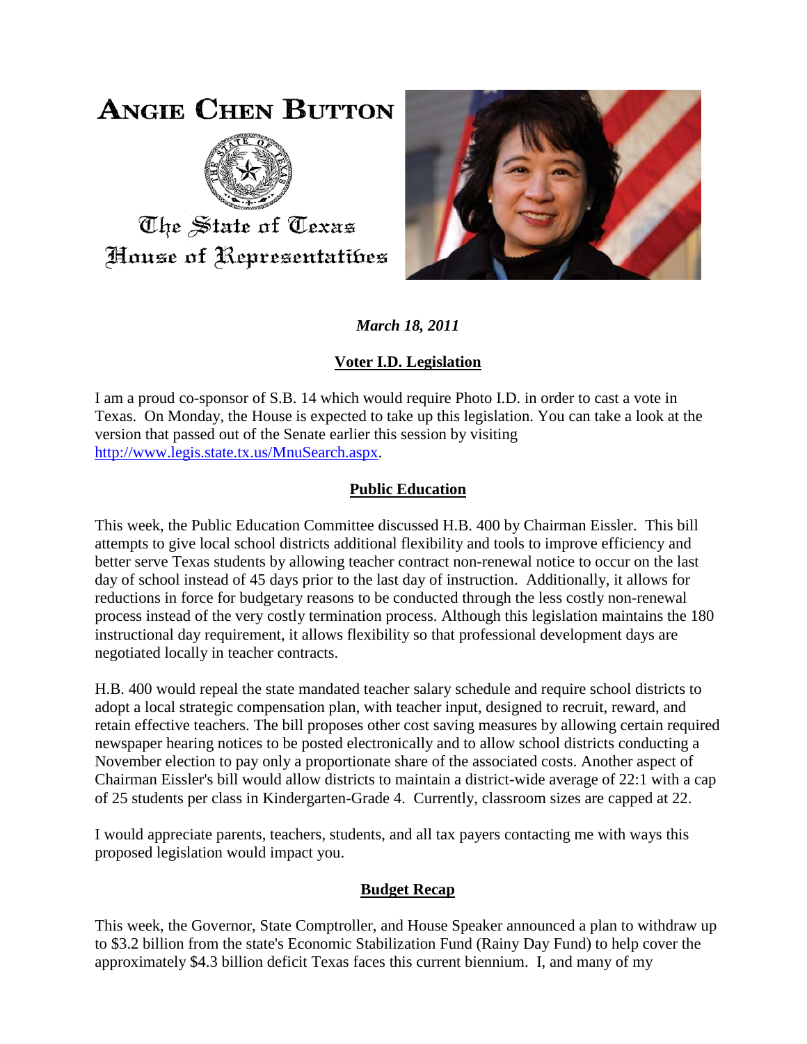# ANGIE CHEN BUTTON

The State of Texas
House of Representatives

*March 18, 2011*

## Voter I.D. Legislation

I am a proud co-sponsor of S.B. 14 which would require Photo I.D. in order to cast a vote in Texas. On Monday, the House is expected to take up this legislation. You can take a look at the version that passed out of the Senate earlier this session by visiting http://www.legis.state.tx.us/MnuSearch.aspx.

## Public Education

This week, the Public Education Committee discussed H.B. 400 by Chairman Eissler. This bill attempts to give local school districts additional flexibility and tools to improve efficiency and better serve Texas students by allowing teacher contract non-renewal notice to occur on the last day of school instead of 45 days prior to the last day of instruction. Additionally, it allows for reductions in force for budgetary reasons to be conducted through the less costly non-renewal process instead of the very costly termination process. Although this legislation maintains the 180 instructional day requirement, it allows flexibility so that professional development days are negotiated locally in teacher contracts.

H.B. 400 would repeal the state mandated teacher salary schedule and require school districts to adopt a local strategic compensation plan, with teacher input, designed to recruit, reward, and retain effective teachers. The bill proposes other cost saving measures by allowing certain required newspaper hearing notices to be posted electronically and to allow school districts conducting a November election to pay only a proportionate share of the associated costs. Another aspect of Chairman Eissler's bill would allow districts to maintain a district-wide average of 22:1 with a cap of 25 students per class in Kindergarten-Grade 4. Currently, classroom sizes are capped at 22.

I would appreciate parents, teachers, students, and all tax payers contacting me with ways this proposed legislation would impact you.

## Budget Recap

This week, the Governor, State Comptroller, and House Speaker announced a plan to withdraw up to $3.2 billion from the state's Economic Stabilization Fund (Rainy Day Fund) to help cover the approximately $4.3 billion deficit Texas faces this current biennium. I, and many of my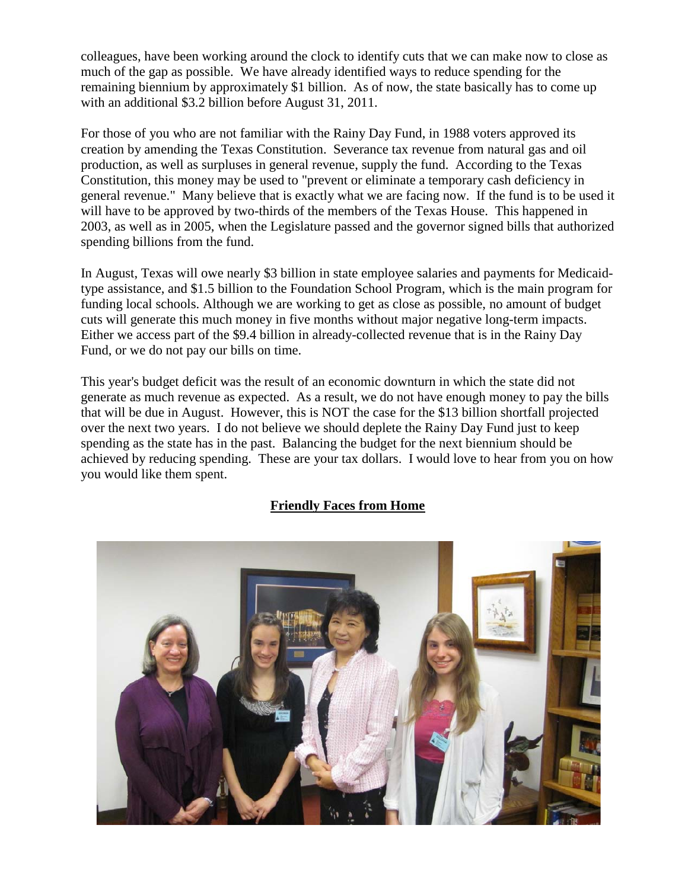colleagues, have been working around the clock to identify cuts that we can make now to close as much of the gap as possible. We have already identified ways to reduce spending for the remaining biennium by approximately $1 billion. As of now, the state basically has to come up with an additional $3.2 billion before August 31, 2011.

For those of you who are not familiar with the Rainy Day Fund, in 1988 voters approved its creation by amending the Texas Constitution. Severance tax revenue from natural gas and oil production, as well as surpluses in general revenue, supply the fund. According to the Texas Constitution, this money may be used to "prevent or eliminate a temporary cash deficiency in general revenue." Many believe that is exactly what we are facing now. If the fund is to be used it will have to be approved by two-thirds of the members of the Texas House. This happened in 2003, as well as in 2005, when the Legislature passed and the governor signed bills that authorized spending billions from the fund.

In August, Texas will owe nearly $3 billion in state employee salaries and payments for Medicaid-type assistance, and $1.5 billion to the Foundation School Program, which is the main program for funding local schools. Although we are working to get as close as possible, no amount of budget cuts will generate this much money in five months without major negative long-term impacts. Either we access part of the $9.4 billion in already-collected revenue that is in the Rainy Day Fund, or we do not pay our bills on time.

This year's budget deficit was the result of an economic downturn in which the state did not generate as much revenue as expected. As a result, we do not have enough money to pay the bills that will be due in August. However, this is NOT the case for the $13 billion shortfall projected over the next two years. I do not believe we should deplete the Rainy Day Fund just to keep spending as the state has in the past. Balancing the budget for the next biennium should be achieved by reducing spending. These are your tax dollars. I would love to hear from you on how you would like them spent.

## Friendly Faces from Home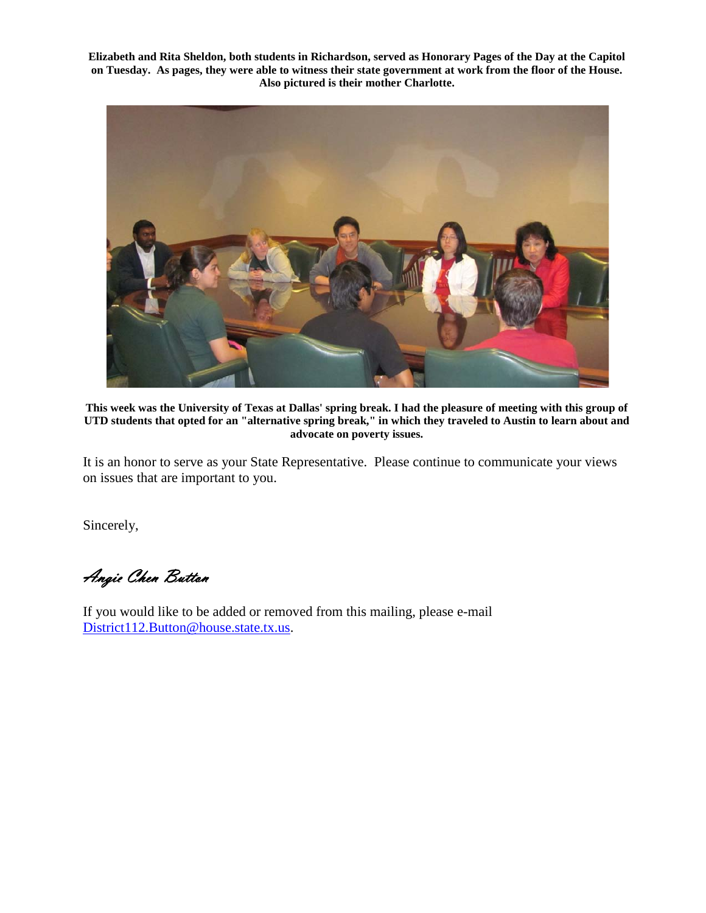**Elizabeth and Rita Sheldon, both students in Richardson, served as Honorary Pages of the Day at the Capitol on Tuesday. As pages, they were able to witness their state government at work from the floor of the House. Also pictured is their mother Charlotte.**

**This week was the University of Texas at Dallas' spring break. I had the pleasure of meeting with this group of UTD students that opted for an "alternative spring break," in which they traveled to Austin to learn about and advocate on poverty issues.**

It is an honor to serve as your State Representative. Please continue to communicate your views on issues that are important to you.

Sincerely,

*Angie Chen Button*

If you would like to be added or removed from this mailing, please e-mail District112.Button@house.state.tx.us.